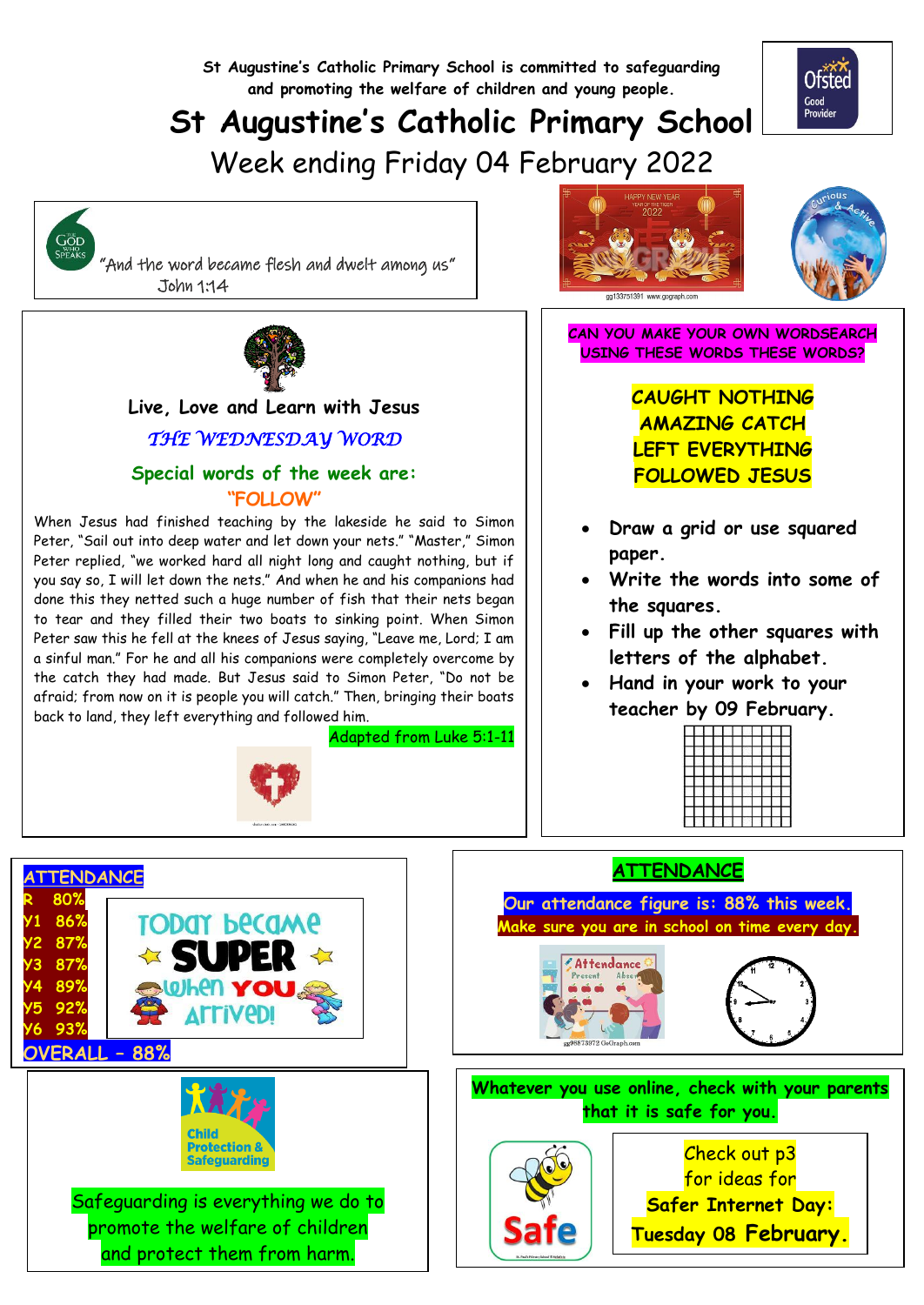St Augustine's Catholic Primary School is committed to safeguarding and promoting the welfare of children and young people.

# St Augustine's Catholic Primary School

## Week ending Friday 04 February 2022

"And the word became flesh and dwelt among us"
John 1:14

### Live, Love and Learn with Jesus

*THE WEDNESDAY WORD*

**Special words of the week are:**
**"FOLLOW"**

When Jesus had finished teaching by the lakeside he said to Simon Peter, "Sail out into deep water and let down your nets." "Master," Simon Peter replied, "we worked hard all night long and caught nothing, but if you say so, I will let down the nets." And when he and his companions had done this they netted such a huge number of fish that their nets began to tear and they filled their two boats to sinking point. When Simon Peter saw this he fell at the knees of Jesus saying, "Leave me, Lord; I am a sinful man." For he and all his companions were completely overcome by the catch they had made. But Jesus said to Simon Peter, "Do not be afraid; from now on it is people you will catch." Then, bringing their boats back to land, they left everything and followed him.

Adapted from Luke 5:1-11

**CAN YOU MAKE YOUR OWN WORDSEARCH USING THESE WORDS THESE WORDS?**

**CAUGHT NOTHING**
**AMAZING CATCH**
**LEFT EVERYTHING**
**FOLLOWED JESUS**

- **Draw a grid or use squared paper.**
- **Write the words into some of the squares.**
- **Fill up the other squares with letters of the alphabet.**
- **Hand in your work to your teacher by 09 February.**

### ATTENDANCE

| Class | Attendance |
|---|---|
| R | 80% |
| Y1 | 86% |
| Y2 | 87% |
| Y3 | 87% |
| Y4 | 89% |
| Y5 | 92% |
| Y6 | 93% |
| **OVERALL** | **88%** |

TODAY BECAME SUPER WHEN YOU ARRIVED!

### ATTENDANCE

**Our attendance figure is: 88% this week.**
**Make sure you are in school on time every day.**

Safeguarding is everything we do to promote the welfare of children and protect them from harm.

**Whatever you use online, check with your parents that it is safe for you.**

Check out p3 for ideas for
**Safer Internet Day: Tuesday 08 February.**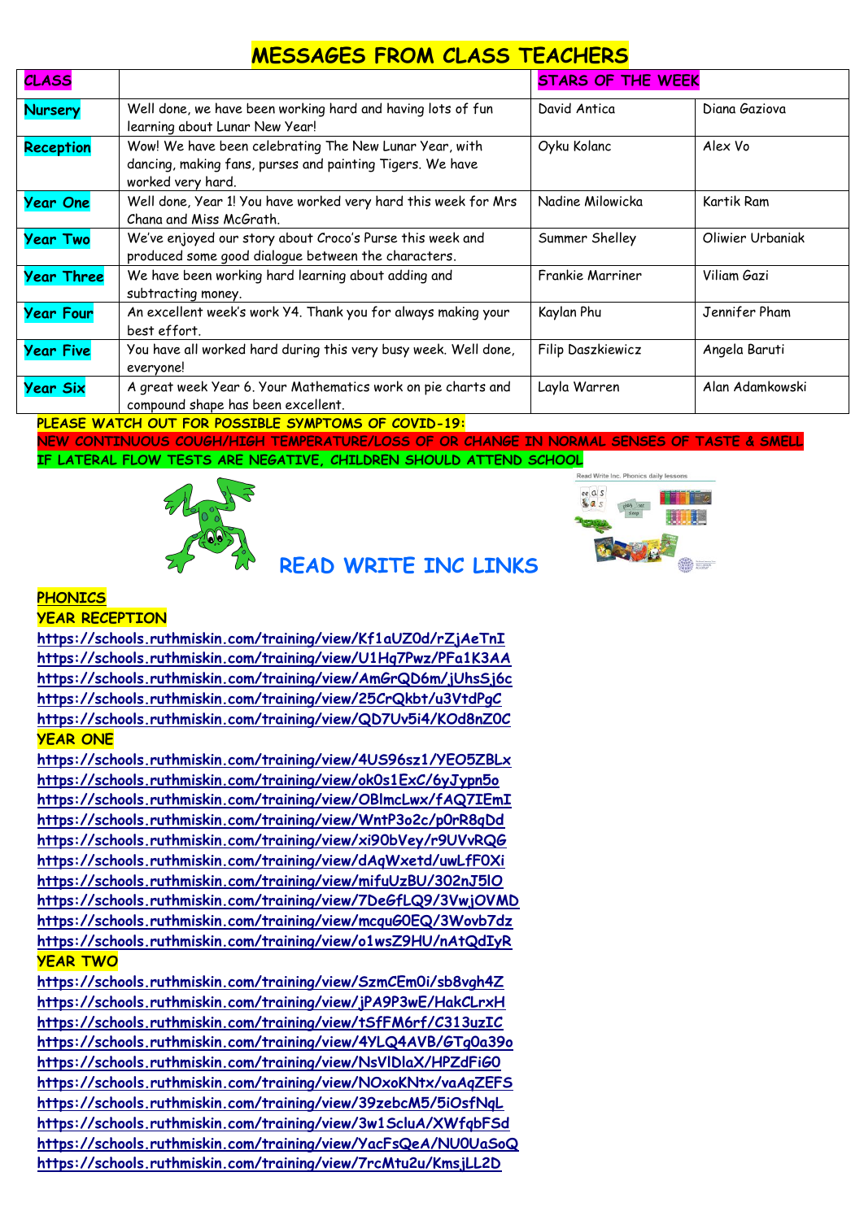# MESSAGES FROM CLASS TEACHERS

| CLASS | | STARS OF THE WEEK | |
|---|---|---|---|
| Nursery | Well done, we have been working hard and having lots of fun learning about Lunar New Year! | David Antica | Diana Gaziova |
| Reception | Wow! We have been celebrating The New Lunar Year, with dancing, making fans, purses and painting Tigers. We have worked very hard. | Oyku Kolanc | Alex Vo |
| Year One | Well done, Year 1! You have worked very hard this week for Mrs Chana and Miss McGrath. | Nadine Milowicka | Kartik Ram |
| Year Two | We've enjoyed our story about Croco's Purse this week and produced some good dialogue between the characters. | Summer Shelley | Oliwier Urbaniak |
| Year Three | We have been working hard learning about adding and subtracting money. | Frankie Marriner | Viliam Gazi |
| Year Four | An excellent week's work Y4. Thank you for always making your best effort. | Kaylan Phu | Jennifer Pham |
| Year Five | You have all worked hard during this very busy week. Well done, everyone! | Filip Daszkiewicz | Angela Baruti |
| Year Six | A great week Year 6. Your Mathematics work on pie charts and compound shape has been excellent. | Layla Warren | Alan Adamkowski |

**PLEASE WATCH OUT FOR POSSIBLE SYMPTOMS OF COVID-19:**

**NEW CONTINUOUS COUGH/HIGH TEMPERATURE/LOSS OF OR CHANGE IN NORMAL SENSES OF TASTE & SMELL**

**IF LATERAL FLOW TESTS ARE NEGATIVE, CHILDREN SHOULD ATTEND SCHOOL**

## READ WRITE INC LINKS

### PHONICS

### YEAR RECEPTION

https://schools.ruthmiskin.com/training/view/Kf1aUZ0d/rZjAeTnI
https://schools.ruthmiskin.com/training/view/U1Hq7Pwz/PFa1K3AA
https://schools.ruthmiskin.com/training/view/AmGrQD6m/jUhsSj6c
https://schools.ruthmiskin.com/training/view/25CrQkbt/u3VtdPgC
https://schools.ruthmiskin.com/training/view/QD7Uv5i4/KOd8nZ0C

### YEAR ONE

https://schools.ruthmiskin.com/training/view/4US96sz1/YEO5ZBLx
https://schools.ruthmiskin.com/training/view/ok0s1ExC/6yJypn5o
https://schools.ruthmiskin.com/training/view/OBlmcLwx/fAQ7IEmI
https://schools.ruthmiskin.com/training/view/WntP3o2c/p0rR8qDd
https://schools.ruthmiskin.com/training/view/xi90bVey/r9UVvRQG
https://schools.ruthmiskin.com/training/view/dAqWxetd/uwLfF0Xi
https://schools.ruthmiskin.com/training/view/mifuUzBU/302nJ5lO
https://schools.ruthmiskin.com/training/view/7DeGfLQ9/3VwjOVMD
https://schools.ruthmiskin.com/training/view/mcquG0EQ/3Wovb7dz
https://schools.ruthmiskin.com/training/view/o1wsZ9HU/nAtQdIyR

### YEAR TWO

https://schools.ruthmiskin.com/training/view/SzmCEm0i/sb8vgh4Z
https://schools.ruthmiskin.com/training/view/jPA9P3wE/HakCLrxH
https://schools.ruthmiskin.com/training/view/tSfFM6rf/C313uzIC
https://schools.ruthmiskin.com/training/view/4YLQ4AVB/GTg0a39o
https://schools.ruthmiskin.com/training/view/NsVlDlaX/HPZdFiG0
https://schools.ruthmiskin.com/training/view/NOxoKNtx/vaAqZEFS
https://schools.ruthmiskin.com/training/view/39zebcM5/5iOsfNqL
https://schools.ruthmiskin.com/training/view/3w1ScluA/XWfqbFSd
https://schools.ruthmiskin.com/training/view/YacFsQeA/NU0UaSoQ
https://schools.ruthmiskin.com/training/view/7rcMtu2u/KmsjLL2D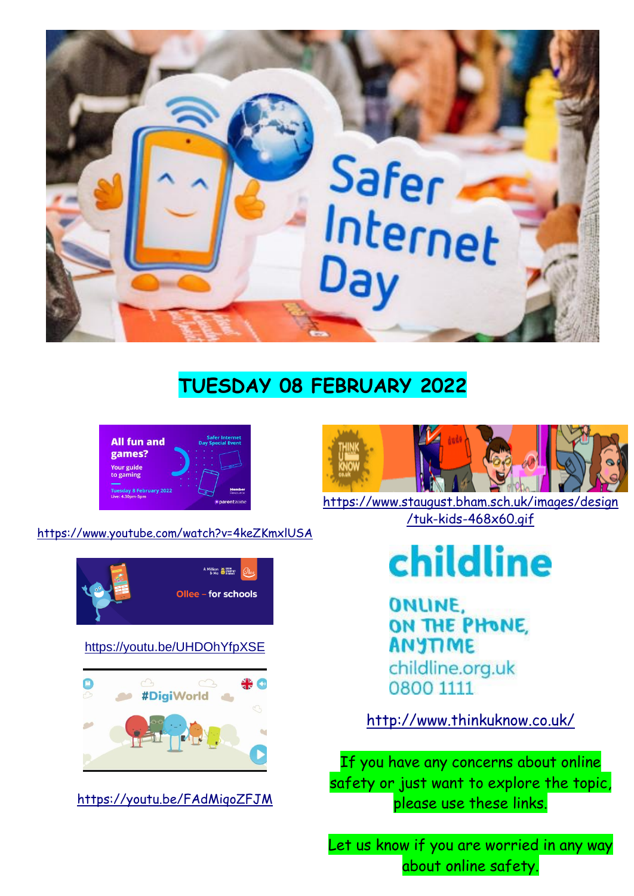# TUESDAY 08 FEBRUARY 2022

https://www.youtube.com/watch?v=4keZKmxlUSA

https://youtu.be/UHDOhYfpXSE

https://youtu.be/FAdMiqoZFJM

https://www.staugust.bham.sch.uk/images/design/tuk-kids-468x60.gif

childline

ONLINE, ON THE PHONE, ANYTIME

childline.org.uk

0800 1111

http://www.thinkuknow.co.uk/

If you have any concerns about online safety or just want to explore the topic, please use these links.

Let us know if you are worried in any way about online safety.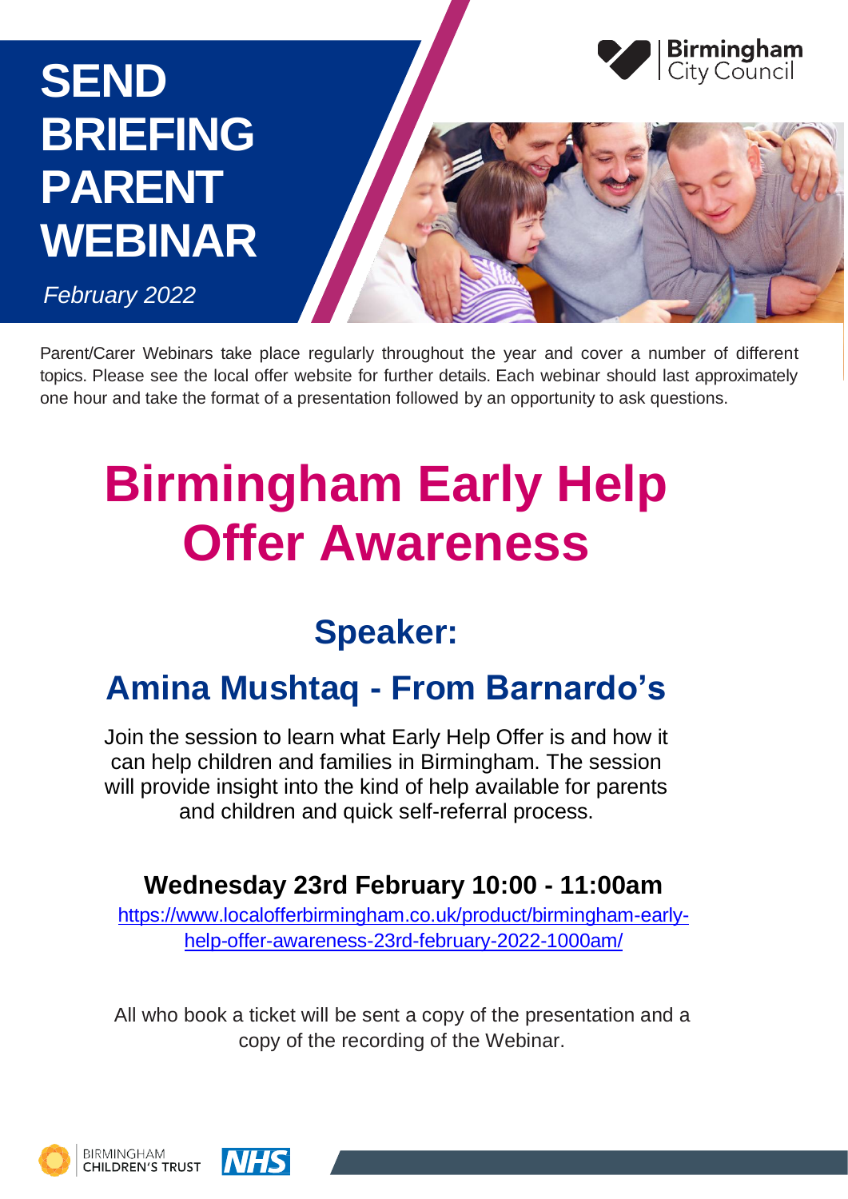# SEND BRIEFING PARENT WEBINAR

*February 2022*

Birmingham City Council

Parent/Carer Webinars take place regularly throughout the year and cover a number of different topics. Please see the local offer website for further details. Each webinar should last approximately one hour and take the format of a presentation followed by an opportunity to ask questions.

# Birmingham Early Help Offer Awareness

## Speaker:

## Amina Mushtaq - From Barnardo's

Join the session to learn what Early Help Offer is and how it can help children and families in Birmingham. The session will provide insight into the kind of help available for parents and children and quick self-referral process.

### Wednesday 23rd February 10:00 - 11:00am

https://www.localofferbirmingham.co.uk/product/birmingham-early-help-offer-awareness-23rd-february-2022-1000am/

All who book a ticket will be sent a copy of the presentation and a copy of the recording of the Webinar.

BIRMINGHAM CHILDREN'S TRUST

NHS